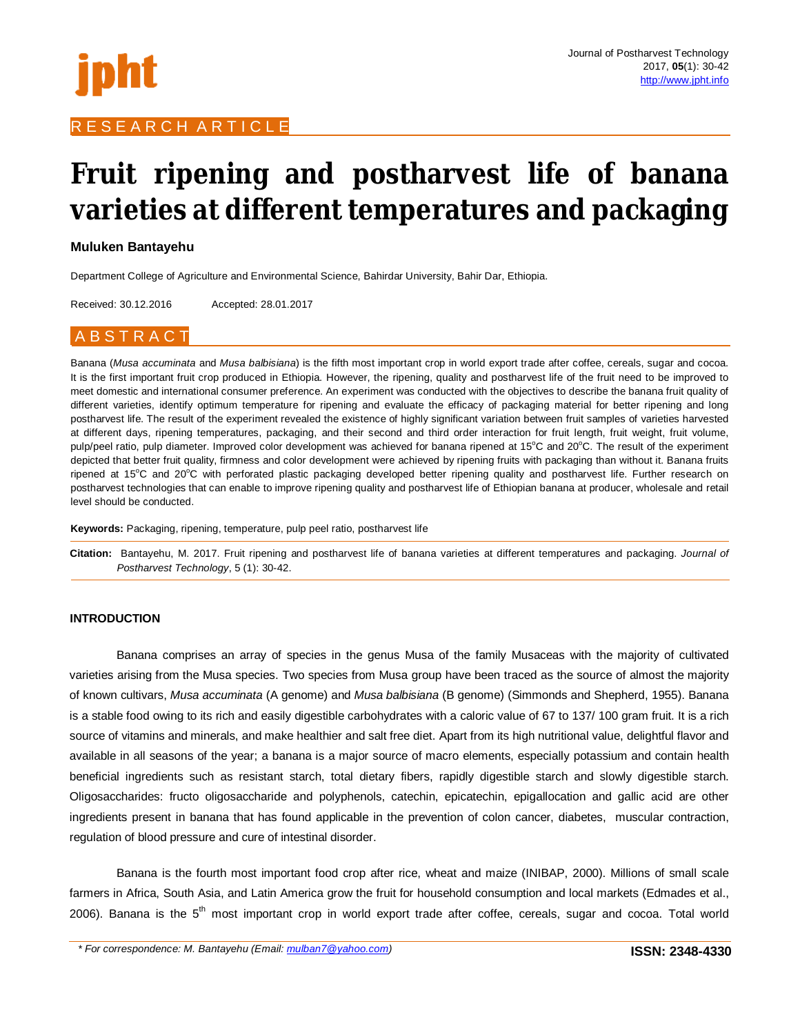RESEARCH ARTICLE

# Fruit ripening and postharvest life of banana varieties at different temperatures and packaging

**Muluken Bantayehu**

Department College of Agriculture and Environmental Science, Bahirdar University, Bahir Dar, Ethiopia.

Received: 30.12.2016 Accepted: 28.01.2017

## ABSTRACT

Banana (*Musa accuminata* and *Musa balbisiana*) is the fifth most important crop in world export trade after coffee, cereals, sugar and cocoa. It is the first important fruit crop produced in Ethiopia. However, the ripening, quality and postharvest life of the fruit need to be improved to meet domestic and international consumer preference. An experiment was conducted with the objectives to describe the banana fruit quality of different varieties, identify optimum temperature for ripening and evaluate the efficacy of packaging material for better ripening and long postharvest life. The result of the experiment revealed the existence of highly significant variation between fruit samples of varieties harvested at different days, ripening temperatures, packaging, and their second and third order interaction for fruit length, fruit weight, fruit volume, pulp/peel ratio, pulp diameter. Improved color development was achieved for banana ripened at 15°C and 20°C. The result of the experiment depicted that better fruit quality, firmness and color development were achieved by ripening fruits with packaging than without it. Banana fruits ripened at 15°C and 20°C with perforated plastic packaging developed better ripening quality and postharvest life. Further research on postharvest technologies that can enable to improve ripening quality and postharvest life of Ethiopian banana at producer, wholesale and retail level should be conducted.

**Keywords:** Packaging, ripening, temperature, pulp peel ratio, postharvest life

**Citation:** Bantayehu, M. 2017. Fruit ripening and postharvest life of banana varieties at different temperatures and packaging. *Journal of Postharvest Technology*, 5 (1): 30-42.

## INTRODUCTION

Banana comprises an array of species in the genus Musa of the family Musaceas with the majority of cultivated varieties arising from the Musa species. Two species from Musa group have been traced as the source of almost the majority of known cultivars, *Musa accuminata* (A genome) and *Musa balbisiana* (B genome) (Simmonds and Shepherd, 1955). Banana is a stable food owing to its rich and easily digestible carbohydrates with a caloric value of 67 to 137/ 100 gram fruit. It is a rich source of vitamins and minerals, and make healthier and salt free diet. Apart from its high nutritional value, delightful flavor and available in all seasons of the year; a banana is a major source of macro elements, especially potassium and contain health beneficial ingredients such as resistant starch, total dietary fibers, rapidly digestible starch and slowly digestible starch. Oligosaccharides: fructo oligosaccharide and polyphenols, catechin, epicatechin, epigallocation and gallic acid are other ingredients present in banana that has found applicable in the prevention of colon cancer, diabetes, muscular contraction, regulation of blood pressure and cure of intestinal disorder.

Banana is the fourth most important food crop after rice, wheat and maize (INIBAP, 2000). Millions of small scale farmers in Africa, South Asia, and Latin America grow the fruit for household consumption and local markets (Edmades et al., 2006). Banana is the 5th most important crop in world export trade after coffee, cereals, sugar and cocoa. Total world

\* For correspondence: M. Bantayehu (Email: mulban7@yahoo.com)

ISSN: 2348-4330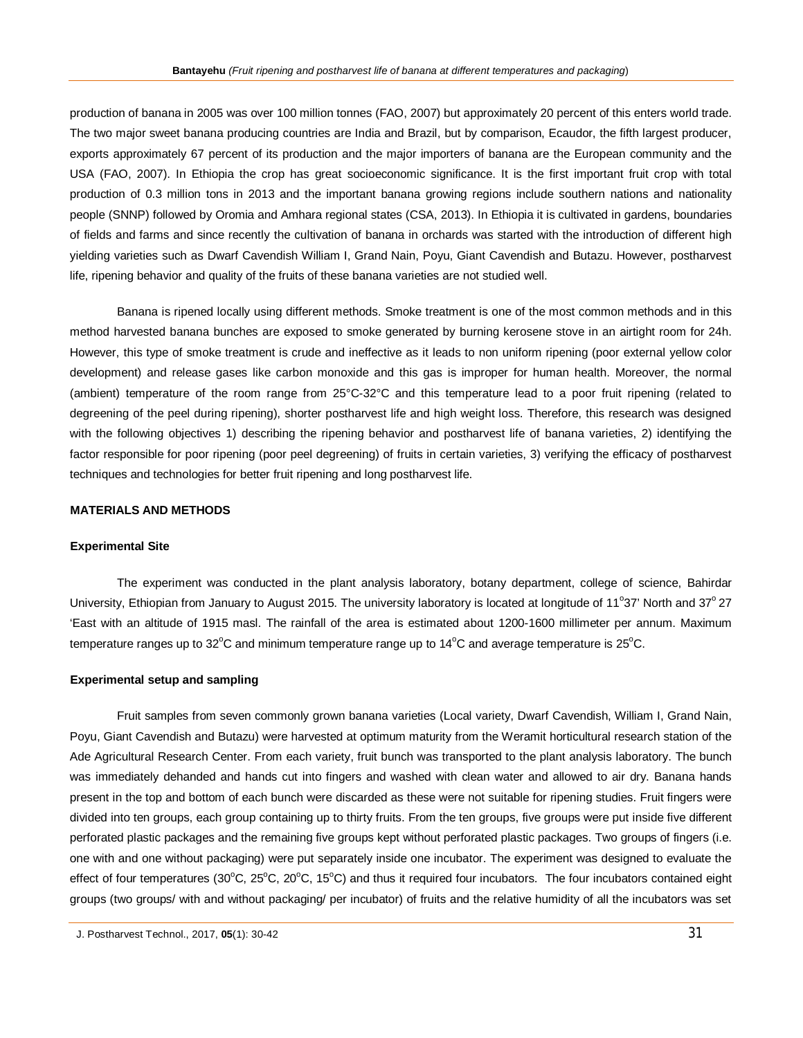production of banana in 2005 was over 100 million tonnes (FAO, 2007) but approximately 20 percent of this enters world trade. The two major sweet banana producing countries are India and Brazil, but by comparison, Ecaudor, the fifth largest producer, exports approximately 67 percent of its production and the major importers of banana are the European community and the USA (FAO, 2007). In Ethiopia the crop has great socioeconomic significance. It is the first important fruit crop with total production of 0.3 million tons in 2013 and the important banana growing regions include southern nations and nationality people (SNNP) followed by Oromia and Amhara regional states (CSA, 2013). In Ethiopia it is cultivated in gardens, boundaries of fields and farms and since recently the cultivation of banana in orchards was started with the introduction of different high yielding varieties such as Dwarf Cavendish William I, Grand Nain, Poyu, Giant Cavendish and Butazu. However, postharvest life, ripening behavior and quality of the fruits of these banana varieties are not studied well.

Banana is ripened locally using different methods. Smoke treatment is one of the most common methods and in this method harvested banana bunches are exposed to smoke generated by burning kerosene stove in an airtight room for 24h. However, this type of smoke treatment is crude and ineffective as it leads to non uniform ripening (poor external yellow color development) and release gases like carbon monoxide and this gas is improper for human health. Moreover, the normal (ambient) temperature of the room range from 25°C-32°C and this temperature lead to a poor fruit ripening (related to degreening of the peel during ripening), shorter postharvest life and high weight loss. Therefore, this research was designed with the following objectives 1) describing the ripening behavior and postharvest life of banana varieties, 2) identifying the factor responsible for poor ripening (poor peel degreening) of fruits in certain varieties, 3) verifying the efficacy of postharvest techniques and technologies for better fruit ripening and long postharvest life.

## MATERIALS AND METHODS

### Experimental Site

The experiment was conducted in the plant analysis laboratory, botany department, college of science, Bahirdar University, Ethiopian from January to August 2015. The university laboratory is located at longitude of 11°37' North and 37° 27 'East with an altitude of 1915 masl. The rainfall of the area is estimated about 1200-1600 millimeter per annum. Maximum temperature ranges up to 32°C and minimum temperature range up to 14°C and average temperature is 25°C.

### Experimental setup and sampling

Fruit samples from seven commonly grown banana varieties (Local variety, Dwarf Cavendish, William I, Grand Nain, Poyu, Giant Cavendish and Butazu) were harvested at optimum maturity from the Weramit horticultural research station of the Ade Agricultural Research Center. From each variety, fruit bunch was transported to the plant analysis laboratory. The bunch was immediately dehanded and hands cut into fingers and washed with clean water and allowed to air dry. Banana hands present in the top and bottom of each bunch were discarded as these were not suitable for ripening studies. Fruit fingers were divided into ten groups, each group containing up to thirty fruits. From the ten groups, five groups were put inside five different perforated plastic packages and the remaining five groups kept without perforated plastic packages. Two groups of fingers (i.e. one with and one without packaging) were put separately inside one incubator. The experiment was designed to evaluate the effect of four temperatures (30°C, 25°C, 20°C, 15°C) and thus it required four incubators. The four incubators contained eight groups (two groups/ with and without packaging/ per incubator) of fruits and the relative humidity of all the incubators was set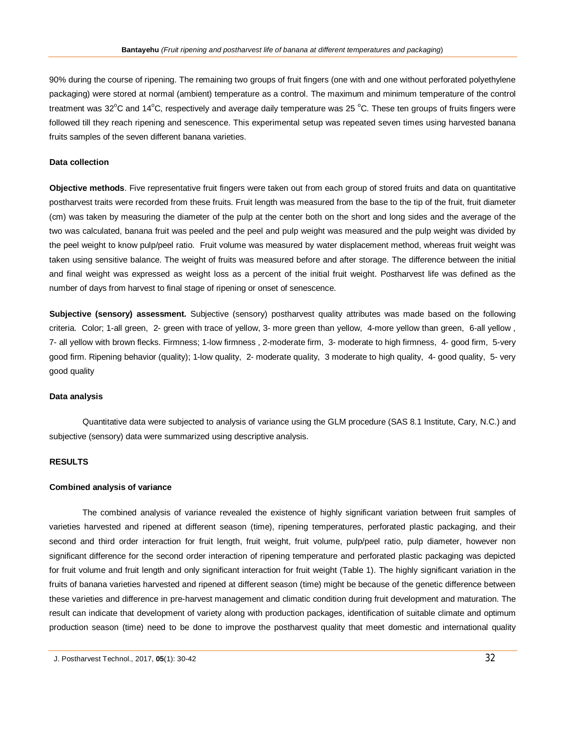90% during the course of ripening. The remaining two groups of fruit fingers (one with and one without perforated polyethylene packaging) were stored at normal (ambient) temperature as a control. The maximum and minimum temperature of the control treatment was 32°C and 14°C, respectively and average daily temperature was 25 °C. These ten groups of fruits fingers were followed till they reach ripening and senescence. This experimental setup was repeated seven times using harvested banana fruits samples of the seven different banana varieties.

#### Data collection

**Objective methods**. Five representative fruit fingers were taken out from each group of stored fruits and data on quantitative postharvest traits were recorded from these fruits. Fruit length was measured from the base to the tip of the fruit, fruit diameter (cm) was taken by measuring the diameter of the pulp at the center both on the short and long sides and the average of the two was calculated, banana fruit was peeled and the peel and pulp weight was measured and the pulp weight was divided by the peel weight to know pulp/peel ratio. Fruit volume was measured by water displacement method, whereas fruit weight was taken using sensitive balance. The weight of fruits was measured before and after storage. The difference between the initial and final weight was expressed as weight loss as a percent of the initial fruit weight. Postharvest life was defined as the number of days from harvest to final stage of ripening or onset of senescence.

**Subjective (sensory) assessment.** Subjective (sensory) postharvest quality attributes was made based on the following criteria. Color; 1-all green, 2- green with trace of yellow, 3- more green than yellow, 4-more yellow than green, 6-all yellow , 7- all yellow with brown flecks. Firmness; 1-low firmness , 2-moderate firm, 3- moderate to high firmness, 4- good firm, 5-very good firm. Ripening behavior (quality); 1-low quality, 2- moderate quality, 3 moderate to high quality, 4- good quality, 5- very good quality

#### Data analysis

Quantitative data were subjected to analysis of variance using the GLM procedure (SAS 8.1 Institute, Cary, N.C.) and subjective (sensory) data were summarized using descriptive analysis.

## RESULTS

#### Combined analysis of variance

The combined analysis of variance revealed the existence of highly significant variation between fruit samples of varieties harvested and ripened at different season (time), ripening temperatures, perforated plastic packaging, and their second and third order interaction for fruit length, fruit weight, fruit volume, pulp/peel ratio, pulp diameter, however non significant difference for the second order interaction of ripening temperature and perforated plastic packaging was depicted for fruit volume and fruit length and only significant interaction for fruit weight (Table 1). The highly significant variation in the fruits of banana varieties harvested and ripened at different season (time) might be because of the genetic difference between these varieties and difference in pre-harvest management and climatic condition during fruit development and maturation. The result can indicate that development of variety along with production packages, identification of suitable climate and optimum production season (time) need to be done to improve the postharvest quality that meet domestic and international quality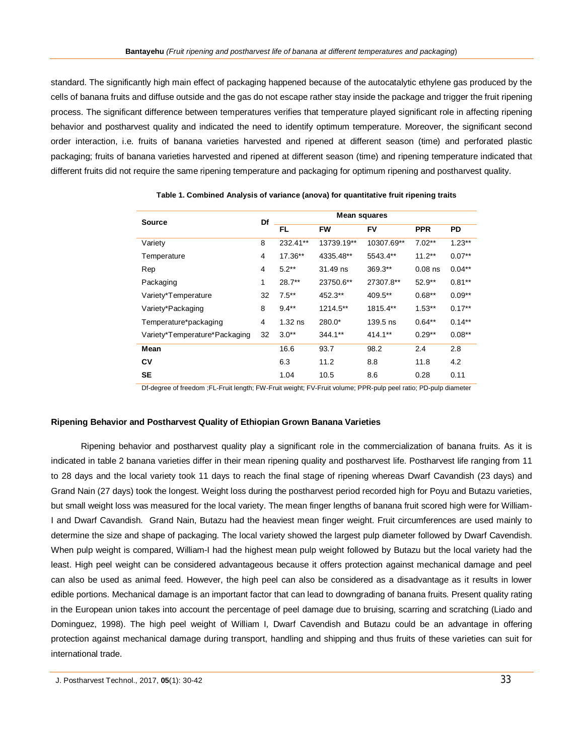standard. The significantly high main effect of packaging happened because of the autocatalytic ethylene gas produced by the cells of banana fruits and diffuse outside and the gas do not escape rather stay inside the package and trigger the fruit ripening process. The significant difference between temperatures verifies that temperature played significant role in affecting ripening behavior and postharvest quality and indicated the need to identify optimum temperature. Moreover, the significant second order interaction, i.e. fruits of banana varieties harvested and ripened at different season (time) and perforated plastic packaging; fruits of banana varieties harvested and ripened at different season (time) and ripening temperature indicated that different fruits did not require the same ripening temperature and packaging for optimum ripening and postharvest quality.

**Table 1. Combined Analysis of variance (anova) for quantitative fruit ripening traits**

| Source | Df | Mean squares | | | | |
|---|---|---|---|---|---|---|
| | | FL | FW | FV | PPR | PD |
| Variety | 8 | 232.41** | 13739.19** | 10307.69** | 7.02** | 1.23** |
| Temperature | 4 | 17.36** | 4335.48** | 5543.4** | 11.2** | 0.07** |
| Rep | 4 | 5.2** | 31.49 ns | 369.3** | 0.08 ns | 0.04** |
| Packaging | 1 | 28.7** | 23750.6** | 27307.8** | 52.9** | 0.81** |
| Variety*Temperature | 32 | 7.5** | 452.3** | 409.5** | 0.68** | 0.09** |
| Variety*Packaging | 8 | 9.4** | 1214.5** | 1815.4** | 1.53** | 0.17** |
| Temperature*packaging | 4 | 1.32 ns | 280.0* | 139.5 ns | 0.64** | 0.14** |
| Variety*Temperature*Packaging | 32 | 3.0** | 344.1** | 414.1** | 0.29** | 0.08** |
| **Mean** | | 16.6 | 93.7 | 98.2 | 2.4 | 2.8 |
| **CV** | | 6.3 | 11.2 | 8.8 | 11.8 | 4.2 |
| **SE** | | 1.04 | 10.5 | 8.6 | 0.28 | 0.11 |

Df-degree of freedom ;FL-Fruit length; FW-Fruit weight; FV-Fruit volume; PPR-pulp peel ratio; PD-pulp diameter

### Ripening Behavior and Postharvest Quality of Ethiopian Grown Banana Varieties

Ripening behavior and postharvest quality play a significant role in the commercialization of banana fruits. As it is indicated in table 2 banana varieties differ in their mean ripening quality and postharvest life. Postharvest life ranging from 11 to 28 days and the local variety took 11 days to reach the final stage of ripening whereas Dwarf Cavandish (23 days) and Grand Nain (27 days) took the longest. Weight loss during the postharvest period recorded high for Poyu and Butazu varieties, but small weight loss was measured for the local variety. The mean finger lengths of banana fruit scored high were for William-I and Dwarf Cavandish. Grand Nain, Butazu had the heaviest mean finger weight. Fruit circumferences are used mainly to determine the size and shape of packaging. The local variety showed the largest pulp diameter followed by Dwarf Cavendish. When pulp weight is compared, William-I had the highest mean pulp weight followed by Butazu but the local variety had the least. High peel weight can be considered advantageous because it offers protection against mechanical damage and peel can also be used as animal feed. However, the high peel can also be considered as a disadvantage as it results in lower edible portions. Mechanical damage is an important factor that can lead to downgrading of banana fruits. Present quality rating in the European union takes into account the percentage of peel damage due to bruising, scarring and scratching (Liado and Dominguez, 1998). The high peel weight of William I, Dwarf Cavendish and Butazu could be an advantage in offering protection against mechanical damage during transport, handling and shipping and thus fruits of these varieties can suit for international trade.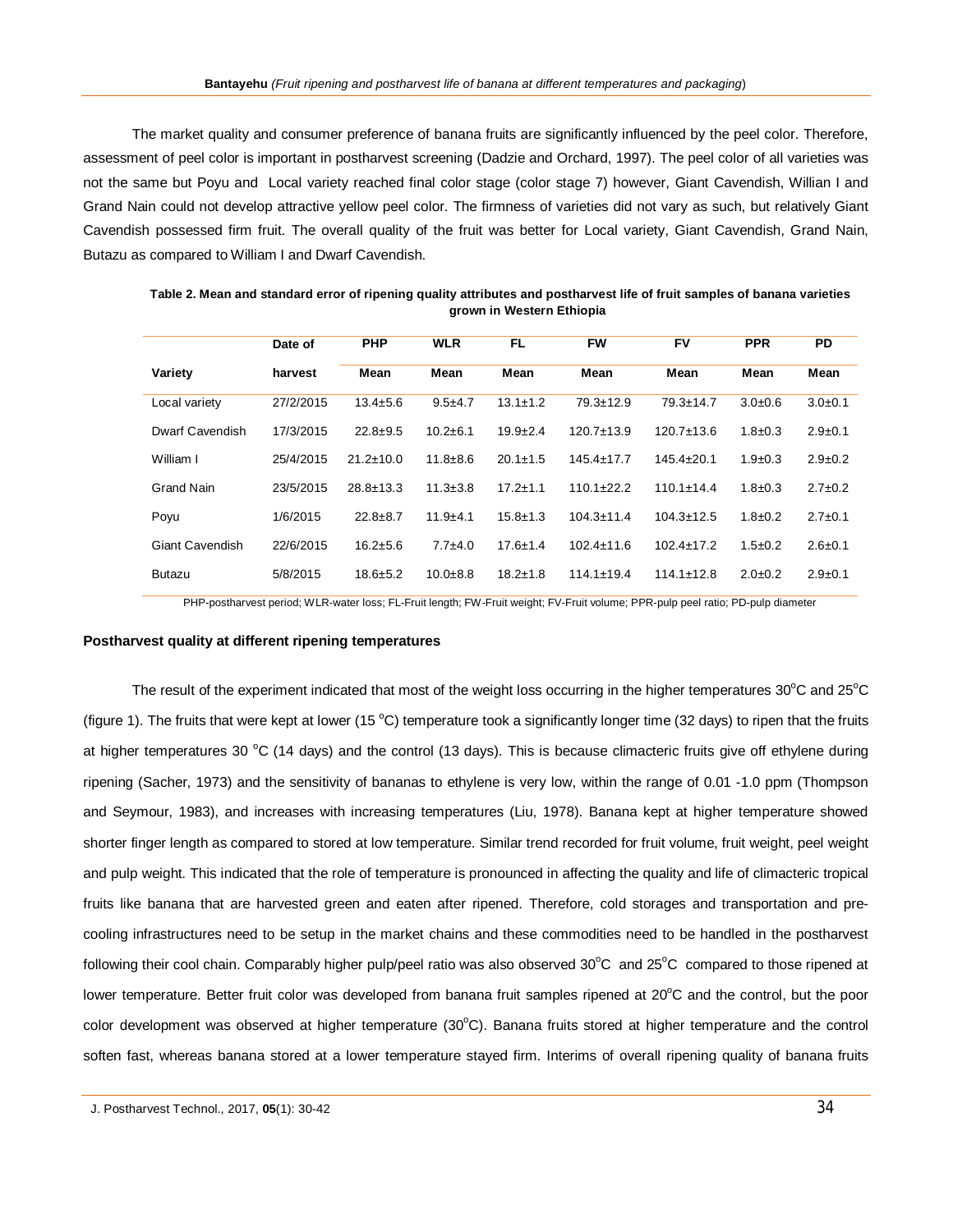The market quality and consumer preference of banana fruits are significantly influenced by the peel color. Therefore, assessment of peel color is important in postharvest screening (Dadzie and Orchard, 1997). The peel color of all varieties was not the same but Poyu and Local variety reached final color stage (color stage 7) however, Giant Cavendish, Willian I and Grand Nain could not develop attractive yellow peel color. The firmness of varieties did not vary as such, but relatively Giant Cavendish possessed firm fruit. The overall quality of the fruit was better for Local variety, Giant Cavendish, Grand Nain, Butazu as compared to William I and Dwarf Cavendish.

**Table 2. Mean and standard error of ripening quality attributes and postharvest life of fruit samples of banana varieties grown in Western Ethiopia**

| | Date of | PHP | WLR | FL | FW | FV | PPR | PD |
|---|---|---|---|---|---|---|---|---|
| Variety | harvest | Mean | Mean | Mean | Mean | Mean | Mean | Mean |
| Local variety | 27/2/2015 | 13.4±5.6 | 9.5±4.7 | 13.1±1.2 | 79.3±12.9 | 79.3±14.7 | 3.0±0.6 | 3.0±0.1 |
| Dwarf Cavendish | 17/3/2015 | 22.8±9.5 | 10.2±6.1 | 19.9±2.4 | 120.7±13.9 | 120.7±13.6 | 1.8±0.3 | 2.9±0.1 |
| William I | 25/4/2015 | 21.2±10.0 | 11.8±8.6 | 20.1±1.5 | 145.4±17.7 | 145.4±20.1 | 1.9±0.3 | 2.9±0.2 |
| Grand Nain | 23/5/2015 | 28.8±13.3 | 11.3±3.8 | 17.2±1.1 | 110.1±22.2 | 110.1±14.4 | 1.8±0.3 | 2.7±0.2 |
| Poyu | 1/6/2015 | 22.8±8.7 | 11.9±4.1 | 15.8±1.3 | 104.3±11.4 | 104.3±12.5 | 1.8±0.2 | 2.7±0.1 |
| Giant Cavendish | 22/6/2015 | 16.2±5.6 | 7.7±4.0 | 17.6±1.4 | 102.4±11.6 | 102.4±17.2 | 1.5±0.2 | 2.6±0.1 |
| Butazu | 5/8/2015 | 18.6±5.2 | 10.0±8.8 | 18.2±1.8 | 114.1±19.4 | 114.1±12.8 | 2.0±0.2 | 2.9±0.1 |

PHP-postharvest period; WLR-water loss; FL-Fruit length; FW-Fruit weight; FV-Fruit volume; PPR-pulp peel ratio; PD-pulp diameter

**Postharvest quality at different ripening temperatures**

The result of the experiment indicated that most of the weight loss occurring in the higher temperatures 30°C and 25°C (figure 1). The fruits that were kept at lower (15 °C) temperature took a significantly longer time (32 days) to ripen that the fruits at higher temperatures 30 °C (14 days) and the control (13 days). This is because climacteric fruits give off ethylene during ripening (Sacher, 1973) and the sensitivity of bananas to ethylene is very low, within the range of 0.01 -1.0 ppm (Thompson and Seymour, 1983), and increases with increasing temperatures (Liu, 1978). Banana kept at higher temperature showed shorter finger length as compared to stored at low temperature. Similar trend recorded for fruit volume, fruit weight, peel weight and pulp weight. This indicated that the role of temperature is pronounced in affecting the quality and life of climacteric tropical fruits like banana that are harvested green and eaten after ripened. Therefore, cold storages and transportation and pre-cooling infrastructures need to be setup in the market chains and these commodities need to be handled in the postharvest following their cool chain. Comparably higher pulp/peel ratio was also observed 30°C and 25°C compared to those ripened at lower temperature. Better fruit color was developed from banana fruit samples ripened at 20°C and the control, but the poor color development was observed at higher temperature (30°C). Banana fruits stored at higher temperature and the control soften fast, whereas banana stored at a lower temperature stayed firm. Interims of overall ripening quality of banana fruits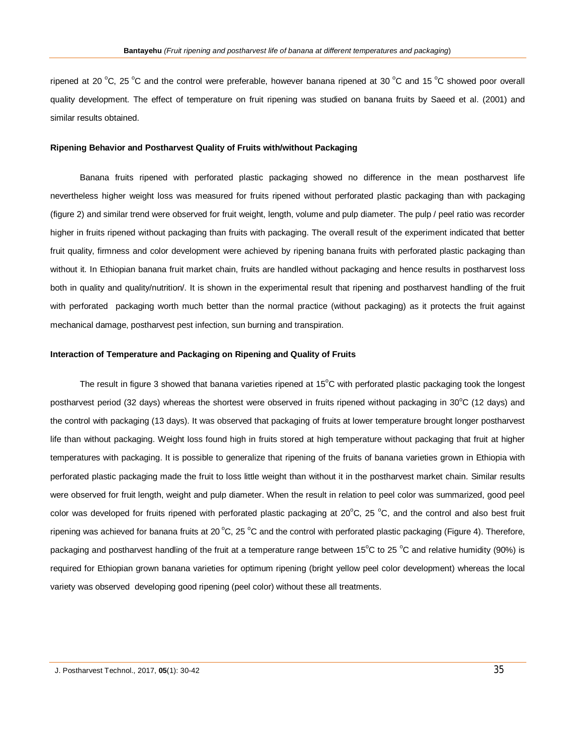ripened at 20 °C, 25 °C and the control were preferable, however banana ripened at 30 °C and 15 °C showed poor overall quality development. The effect of temperature on fruit ripening was studied on banana fruits by Saeed et al. (2001) and similar results obtained.

### Ripening Behavior and Postharvest Quality of Fruits with/without Packaging

Banana fruits ripened with perforated plastic packaging showed no difference in the mean postharvest life nevertheless higher weight loss was measured for fruits ripened without perforated plastic packaging than with packaging (figure 2) and similar trend were observed for fruit weight, length, volume and pulp diameter. The pulp / peel ratio was recorder higher in fruits ripened without packaging than fruits with packaging. The overall result of the experiment indicated that better fruit quality, firmness and color development were achieved by ripening banana fruits with perforated plastic packaging than without it. In Ethiopian banana fruit market chain, fruits are handled without packaging and hence results in postharvest loss both in quality and quality/nutrition/. It is shown in the experimental result that ripening and postharvest handling of the fruit with perforated packaging worth much better than the normal practice (without packaging) as it protects the fruit against mechanical damage, postharvest pest infection, sun burning and transpiration.

### Interaction of Temperature and Packaging on Ripening and Quality of Fruits

The result in figure 3 showed that banana varieties ripened at 15°C with perforated plastic packaging took the longest postharvest period (32 days) whereas the shortest were observed in fruits ripened without packaging in 30°C (12 days) and the control with packaging (13 days). It was observed that packaging of fruits at lower temperature brought longer postharvest life than without packaging. Weight loss found high in fruits stored at high temperature without packaging that fruit at higher temperatures with packaging. It is possible to generalize that ripening of the fruits of banana varieties grown in Ethiopia with perforated plastic packaging made the fruit to loss little weight than without it in the postharvest market chain. Similar results were observed for fruit length, weight and pulp diameter. When the result in relation to peel color was summarized, good peel color was developed for fruits ripened with perforated plastic packaging at 20°C, 25 °C, and the control and also best fruit ripening was achieved for banana fruits at 20 °C, 25 °C and the control with perforated plastic packaging (Figure 4). Therefore, packaging and postharvest handling of the fruit at a temperature range between 15°C to 25 °C and relative humidity (90%) is required for Ethiopian grown banana varieties for optimum ripening (bright yellow peel color development) whereas the local variety was observed developing good ripening (peel color) without these all treatments.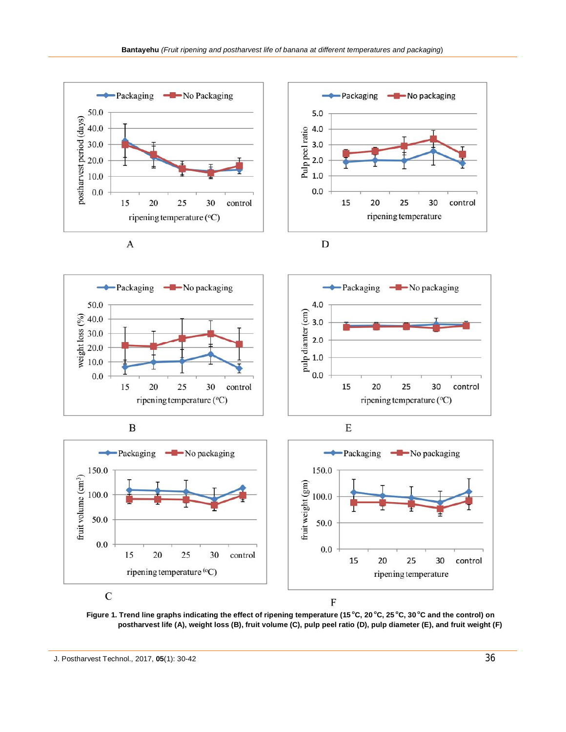Figure 1. Trend line graphs indicating the effect of ripening temperature (15 °C, 20 °C, 25 °C, 30 °C and the control) on postharvest life (A), weight loss (B), fruit volume (C), pulp peel ratio (D), pulp diameter (E), and fruit weight (F)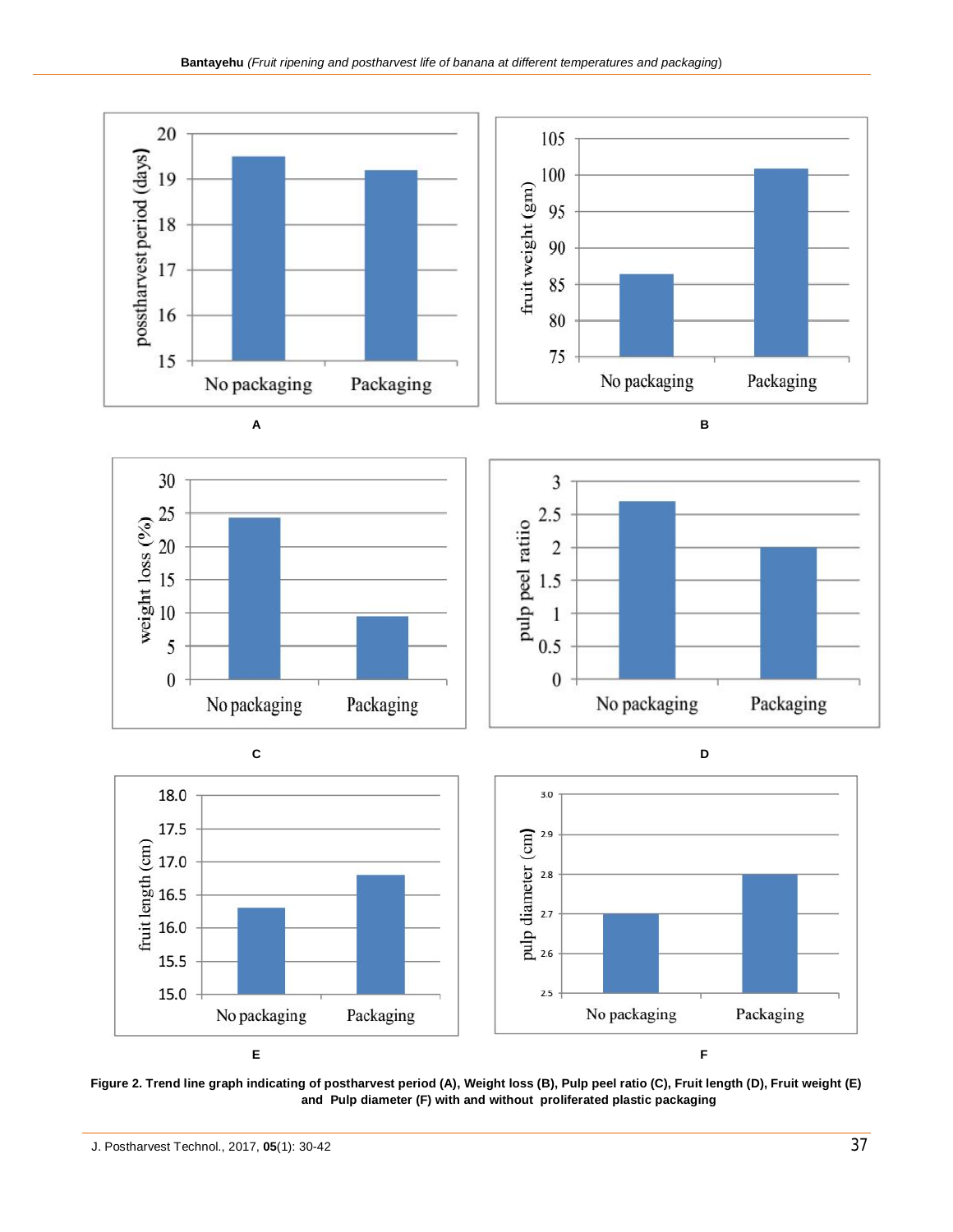A

B

C

D

E

F

**Figure 2. Trend line graph indicating of postharvest period (A), Weight loss (B), Pulp peel ratio (C), Fruit length (D), Fruit weight (E) and Pulp diameter (F) with and without proliferated plastic packaging**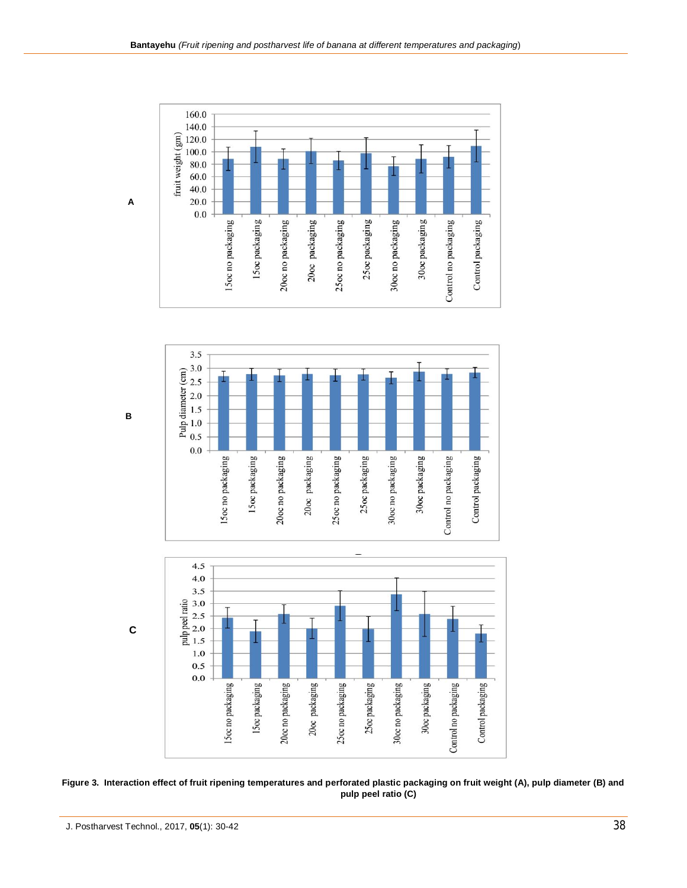A

B

C

**Figure 3. Interaction effect of fruit ripening temperatures and perforated plastic packaging on fruit weight (A), pulp diameter (B) and pulp peel ratio (C)**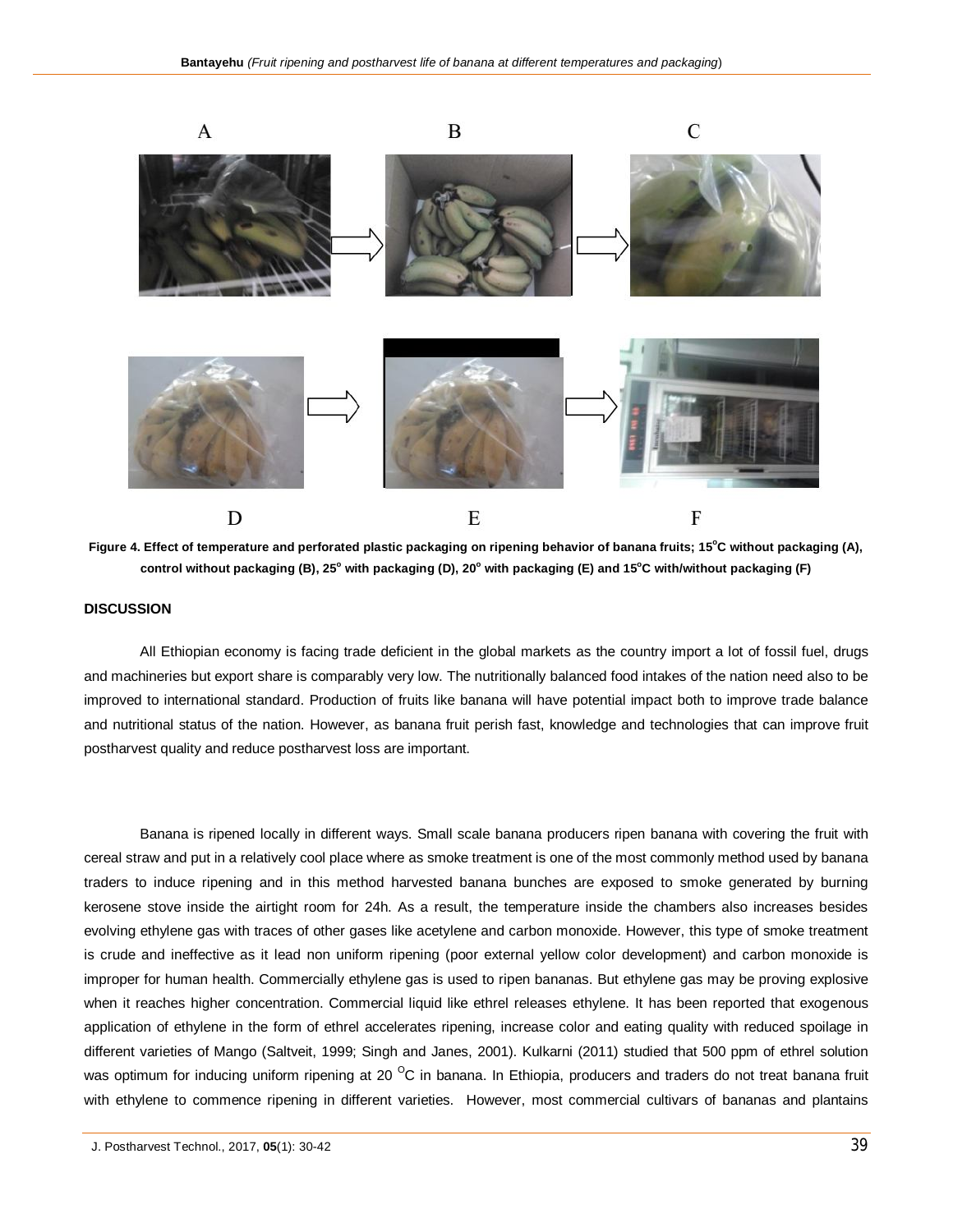A B C

D E F

**Figure 4. Effect of temperature and perforated plastic packaging on ripening behavior of banana fruits; 15°C without packaging (A), control without packaging (B), 25° with packaging (D), 20° with packaging (E) and 15°C with/without packaging (F)**

## DISCUSSION

All Ethiopian economy is facing trade deficient in the global markets as the country import a lot of fossil fuel, drugs and machineries but export share is comparably very low. The nutritionally balanced food intakes of the nation need also to be improved to international standard. Production of fruits like banana will have potential impact both to improve trade balance and nutritional status of the nation. However, as banana fruit perish fast, knowledge and technologies that can improve fruit postharvest quality and reduce postharvest loss are important.

Banana is ripened locally in different ways. Small scale banana producers ripen banana with covering the fruit with cereal straw and put in a relatively cool place where as smoke treatment is one of the most commonly method used by banana traders to induce ripening and in this method harvested banana bunches are exposed to smoke generated by burning kerosene stove inside the airtight room for 24h. As a result, the temperature inside the chambers also increases besides evolving ethylene gas with traces of other gases like acetylene and carbon monoxide. However, this type of smoke treatment is crude and ineffective as it lead non uniform ripening (poor external yellow color development) and carbon monoxide is improper for human health. Commercially ethylene gas is used to ripen bananas. But ethylene gas may be proving explosive when it reaches higher concentration. Commercial liquid like ethrel releases ethylene. It has been reported that exogenous application of ethylene in the form of ethrel accelerates ripening, increase color and eating quality with reduced spoilage in different varieties of Mango (Saltveit, 1999; Singh and Janes, 2001). Kulkarni (2011) studied that 500 ppm of ethrel solution was optimum for inducing uniform ripening at 20 °C in banana. In Ethiopia, producers and traders do not treat banana fruit with ethylene to commence ripening in different varieties. However, most commercial cultivars of bananas and plantains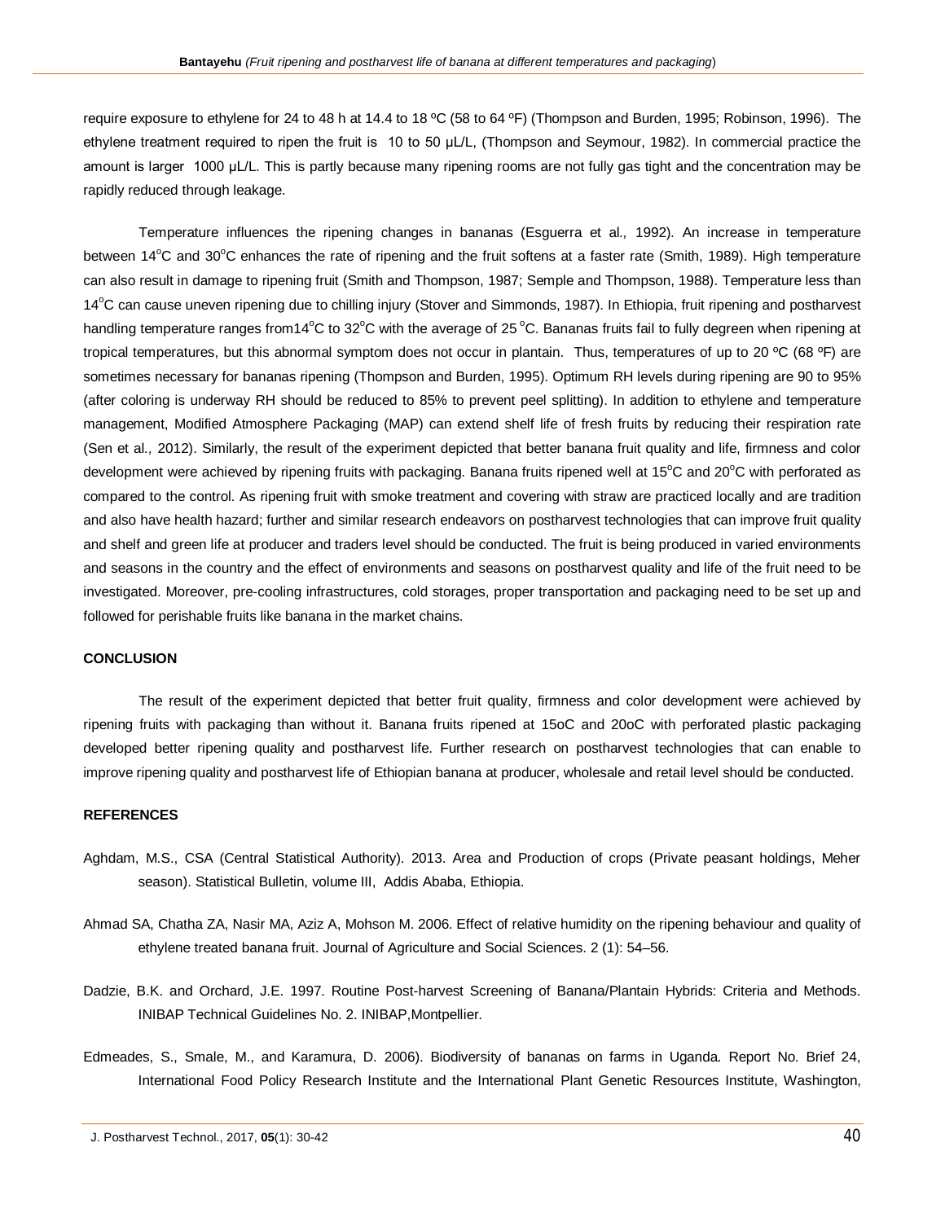require exposure to ethylene for 24 to 48 h at 14.4 to 18 ºC (58 to 64 ºF) (Thompson and Burden, 1995; Robinson, 1996). The ethylene treatment required to ripen the fruit is 10 to 50 µL/L, (Thompson and Seymour, 1982). In commercial practice the amount is larger 1000 µL/L. This is partly because many ripening rooms are not fully gas tight and the concentration may be rapidly reduced through leakage.

Temperature influences the ripening changes in bananas (Esguerra et al*.,* 1992). An increase in temperature between 14$^{o}$C and 30$^{o}$C enhances the rate of ripening and the fruit softens at a faster rate (Smith, 1989). High temperature can also result in damage to ripening fruit (Smith and Thompson, 1987; Semple and Thompson, 1988). Temperature less than 14$^{o}$C can cause uneven ripening due to chilling injury (Stover and Simmonds, 1987). In Ethiopia, fruit ripening and postharvest handling temperature ranges from14$^{o}$C to 32$^{o}$C with the average of 25 $^{o}$C. Bananas fruits fail to fully degreen when ripening at tropical temperatures, but this abnormal symptom does not occur in plantain. Thus, temperatures of up to 20 ºC (68 ºF) are sometimes necessary for bananas ripening (Thompson and Burden, 1995). Optimum RH levels during ripening are 90 to 95% (after coloring is underway RH should be reduced to 85% to prevent peel splitting). In addition to ethylene and temperature management, Modified Atmosphere Packaging (MAP) can extend shelf life of fresh fruits by reducing their respiration rate (Sen et al*.,* 2012). Similarly, the result of the experiment depicted that better banana fruit quality and life, firmness and color development were achieved by ripening fruits with packaging. Banana fruits ripened well at 15$^{o}$C and 20$^{o}$C with perforated as compared to the control. As ripening fruit with smoke treatment and covering with straw are practiced locally and are tradition and also have health hazard; further and similar research endeavors on postharvest technologies that can improve fruit quality and shelf and green life at producer and traders level should be conducted. The fruit is being produced in varied environments and seasons in the country and the effect of environments and seasons on postharvest quality and life of the fruit need to be investigated. Moreover, pre-cooling infrastructures, cold storages, proper transportation and packaging need to be set up and followed for perishable fruits like banana in the market chains.

## CONCLUSION

The result of the experiment depicted that better fruit quality, firmness and color development were achieved by ripening fruits with packaging than without it. Banana fruits ripened at 15oC and 20oC with perforated plastic packaging developed better ripening quality and postharvest life. Further research on postharvest technologies that can enable to improve ripening quality and postharvest life of Ethiopian banana at producer, wholesale and retail level should be conducted.

## REFERENCES

Aghdam, M.S., CSA (Central Statistical Authority). 2013. Area and Production of crops (Private peasant holdings, Meher season). Statistical Bulletin, volume III, Addis Ababa, Ethiopia.

Ahmad SA, Chatha ZA, Nasir MA, Aziz A, Mohson M. 2006. Effect of relative humidity on the ripening behaviour and quality of ethylene treated banana fruit. Journal of Agriculture and Social Sciences. 2 (1): 54–56.

Dadzie, B.K. and Orchard, J.E. 1997. Routine Post-harvest Screening of Banana/Plantain Hybrids: Criteria and Methods. INIBAP Technical Guidelines No. 2. INIBAP,Montpellier.

Edmeades, S., Smale, M., and Karamura, D. 2006). Biodiversity of bananas on farms in Uganda. Report No. Brief 24, International Food Policy Research Institute and the International Plant Genetic Resources Institute, Washington,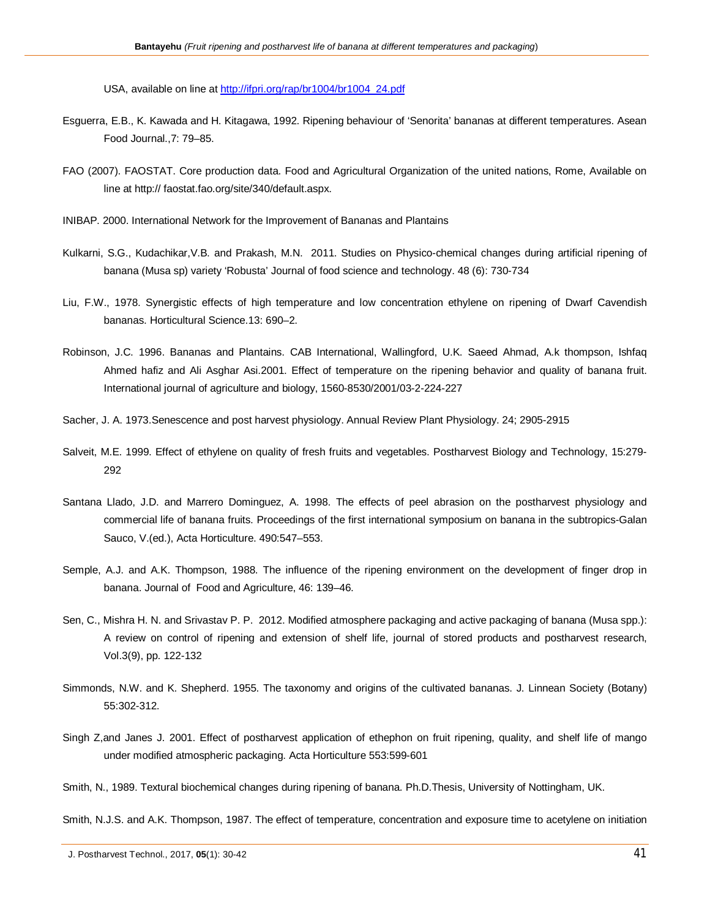USA, available on line at http://ifpri.org/rap/br1004/br1004_24.pdf

Esguerra, E.B., K. Kawada and H. Kitagawa, 1992. Ripening behaviour of 'Senorita' bananas at different temperatures. Asean Food Journal.,7: 79–85.

FAO (2007). FAOSTAT. Core production data. Food and Agricultural Organization of the united nations, Rome, Available on line at http:// faostat.fao.org/site/340/default.aspx.

INIBAP. 2000. International Network for the Improvement of Bananas and Plantains

Kulkarni, S.G., Kudachikar,V.B. and Prakash, M.N. 2011. Studies on Physico-chemical changes during artificial ripening of banana (Musa sp) variety 'Robusta' Journal of food science and technology. 48 (6): 730-734

Liu, F.W., 1978. Synergistic effects of high temperature and low concentration ethylene on ripening of Dwarf Cavendish bananas. Horticultural Science.13: 690–2.

Robinson, J.C. 1996. Bananas and Plantains. CAB International, Wallingford, U.K. Saeed Ahmad, A.k thompson, Ishfaq Ahmed hafiz and Ali Asghar Asi.2001. Effect of temperature on the ripening behavior and quality of banana fruit. International journal of agriculture and biology, 1560-8530/2001/03-2-224-227

Sacher, J. A. 1973.Senescence and post harvest physiology. Annual Review Plant Physiology. 24; 2905-2915

Salveit, M.E. 1999. Effect of ethylene on quality of fresh fruits and vegetables. Postharvest Biology and Technology, 15:279-292

Santana Llado, J.D. and Marrero Dominguez, A. 1998. The effects of peel abrasion on the postharvest physiology and commercial life of banana fruits. Proceedings of the first international symposium on banana in the subtropics-Galan Sauco, V.(ed.), Acta Horticulture. 490:547–553.

Semple, A.J. and A.K. Thompson, 1988. The influence of the ripening environment on the development of finger drop in banana. Journal of Food and Agriculture, 46: 139–46.

Sen, C., Mishra H. N. and Srivastav P. P. 2012. Modified atmosphere packaging and active packaging of banana (Musa spp.): A review on control of ripening and extension of shelf life, journal of stored products and postharvest research, Vol.3(9), pp. 122-132

Simmonds, N.W. and K. Shepherd. 1955. The taxonomy and origins of the cultivated bananas. J. Linnean Society (Botany) 55:302-312.

Singh Z,and Janes J. 2001. Effect of postharvest application of ethephon on fruit ripening, quality, and shelf life of mango under modified atmospheric packaging. Acta Horticulture 553:599-601

Smith, N., 1989. Textural biochemical changes during ripening of banana. Ph.D.Thesis, University of Nottingham, UK.

Smith, N.J.S. and A.K. Thompson, 1987. The effect of temperature, concentration and exposure time to acetylene on initiation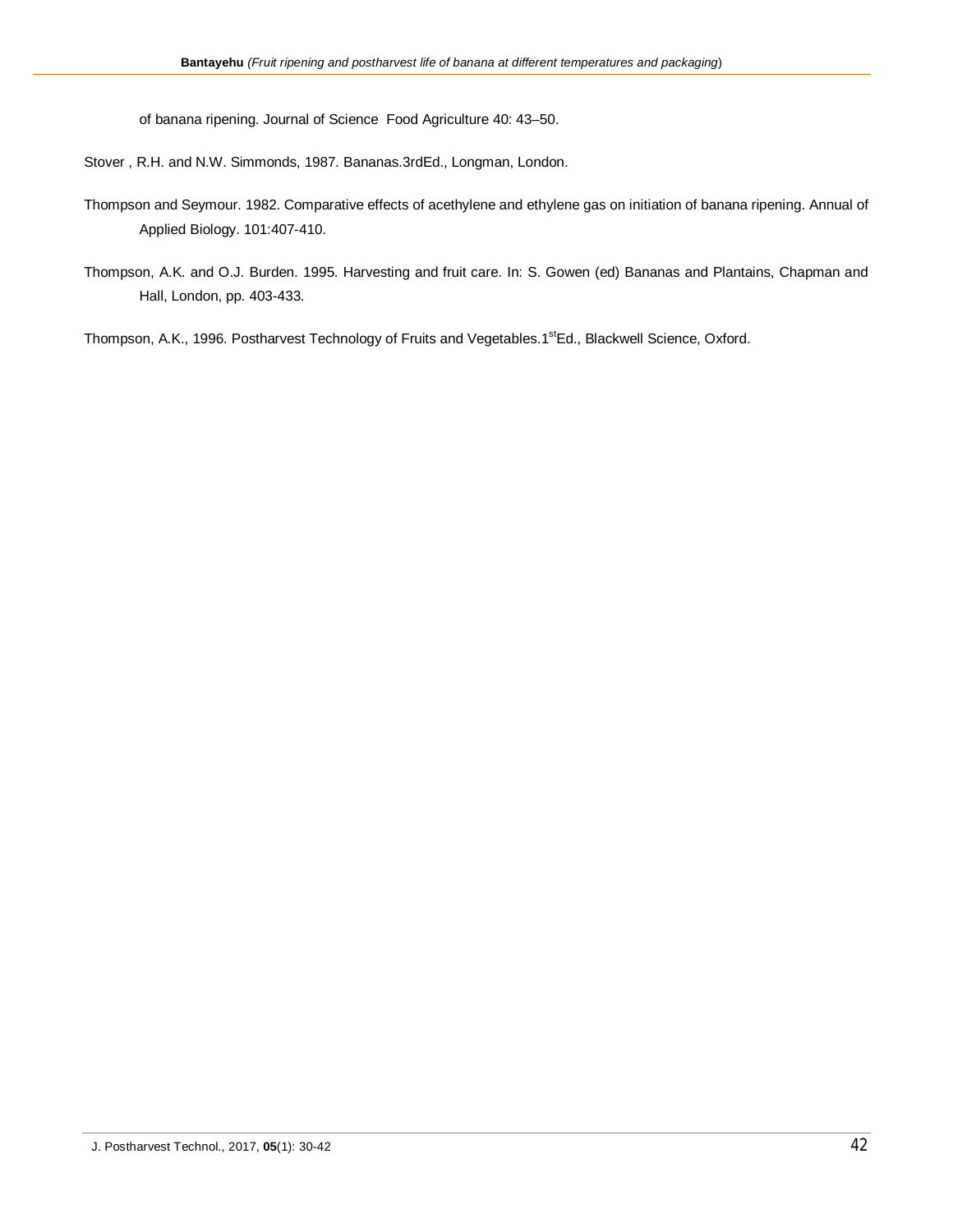of banana ripening. Journal of Science Food Agriculture 40: 43–50.

Stover , R.H. and N.W. Simmonds, 1987. Bananas.3rdEd., Longman, London.

Thompson and Seymour. 1982. Comparative effects of acethylene and ethylene gas on initiation of banana ripening. Annual of Applied Biology. 101:407-410.

Thompson, A.K. and O.J. Burden. 1995. Harvesting and fruit care. In: S. Gowen (ed) Bananas and Plantains, Chapman and Hall, London, pp. 403-433.

Thompson, A.K., 1996. Postharvest Technology of Fruits and Vegetables.1$^{st}$Ed., Blackwell Science, Oxford.